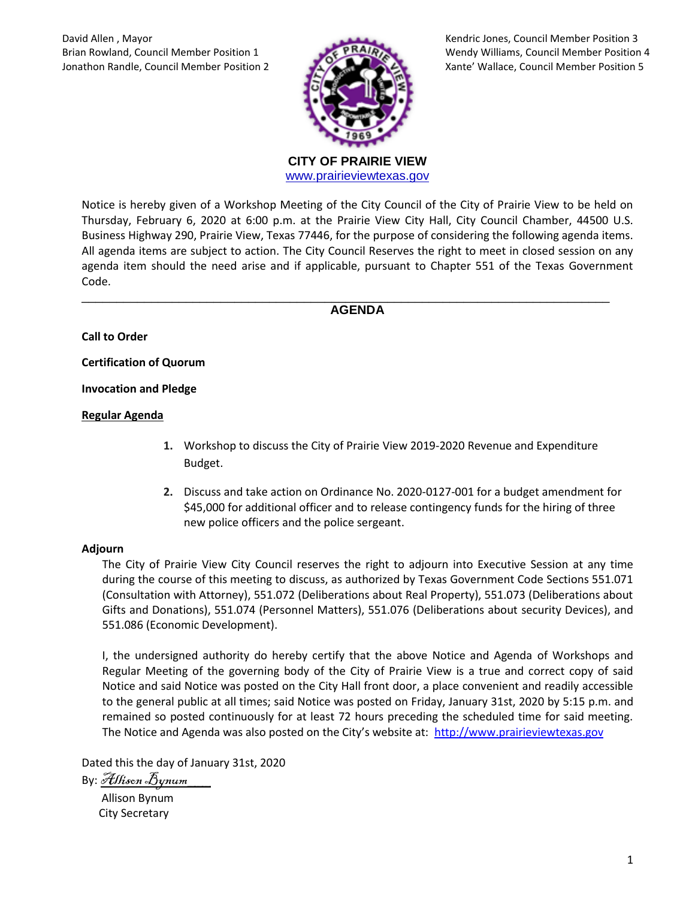David Allen , Mayor
Brian Rowland, Council Member Position 1
Jonathon Randle, Council Member Position 2

Kendric Jones, Council Member Position 3
Wendy Williams, Council Member Position 4
Xante' Wallace, Council Member Position 5

**CITY OF PRAIRIE VIEW**
www.prairieviewtexas.gov

Notice is hereby given of a Workshop Meeting of the City Council of the City of Prairie View to be held on Thursday, February 6, 2020 at 6:00 p.m. at the Prairie View City Hall, City Council Chamber, 44500 U.S. Business Highway 290, Prairie View, Texas 77446, for the purpose of considering the following agenda items. All agenda items are subject to action. The City Council Reserves the right to meet in closed session on any agenda item should the need arise and if applicable, pursuant to Chapter 551 of the Texas Government Code.

---

## AGENDA

**Call to Order**

**Certification of Quorum**

**Invocation and Pledge**

**Regular Agenda**

1. Workshop to discuss the City of Prairie View 2019-2020 Revenue and Expenditure Budget.
2. Discuss and take action on Ordinance No. 2020-0127-001 for a budget amendment for $45,000 for additional officer and to release contingency funds for the hiring of three new police officers and the police sergeant.

**Adjourn**

The City of Prairie View City Council reserves the right to adjourn into Executive Session at any time during the course of this meeting to discuss, as authorized by Texas Government Code Sections 551.071 (Consultation with Attorney), 551.072 (Deliberations about Real Property), 551.073 (Deliberations about Gifts and Donations), 551.074 (Personnel Matters), 551.076 (Deliberations about security Devices), and 551.086 (Economic Development).

I, the undersigned authority do hereby certify that the above Notice and Agenda of Workshops and Regular Meeting of the governing body of the City of Prairie View is a true and correct copy of said Notice and said Notice was posted on the City Hall front door, a place convenient and readily accessible to the general public at all times; said Notice was posted on Friday, January 31st, 2020 by 5:15 p.m. and remained so posted continuously for at least 72 hours preceding the scheduled time for said meeting. The Notice and Agenda was also posted on the City's website at: http://www.prairieviewtexas.gov

Dated this the day of January 31st, 2020

By: *Allison Bynum*

Allison Bynum
City Secretary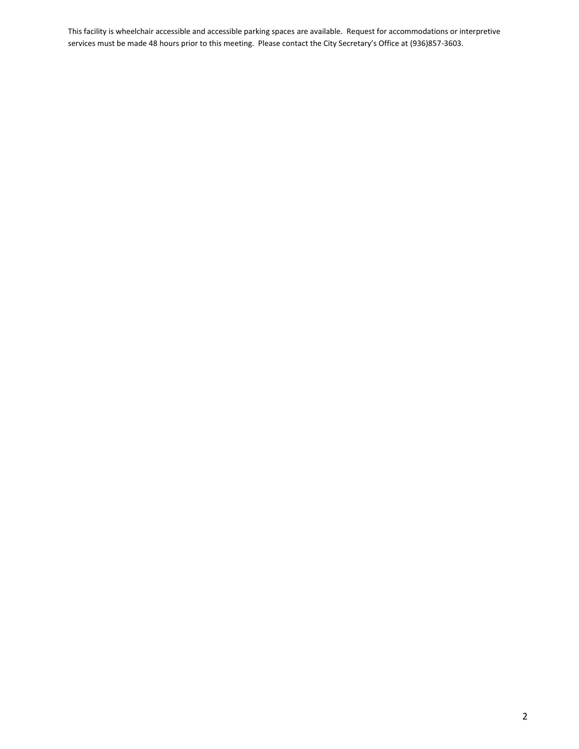This facility is wheelchair accessible and accessible parking spaces are available. Request for accommodations or interpretive services must be made 48 hours prior to this meeting. Please contact the City Secretary's Office at (936)857-3603.